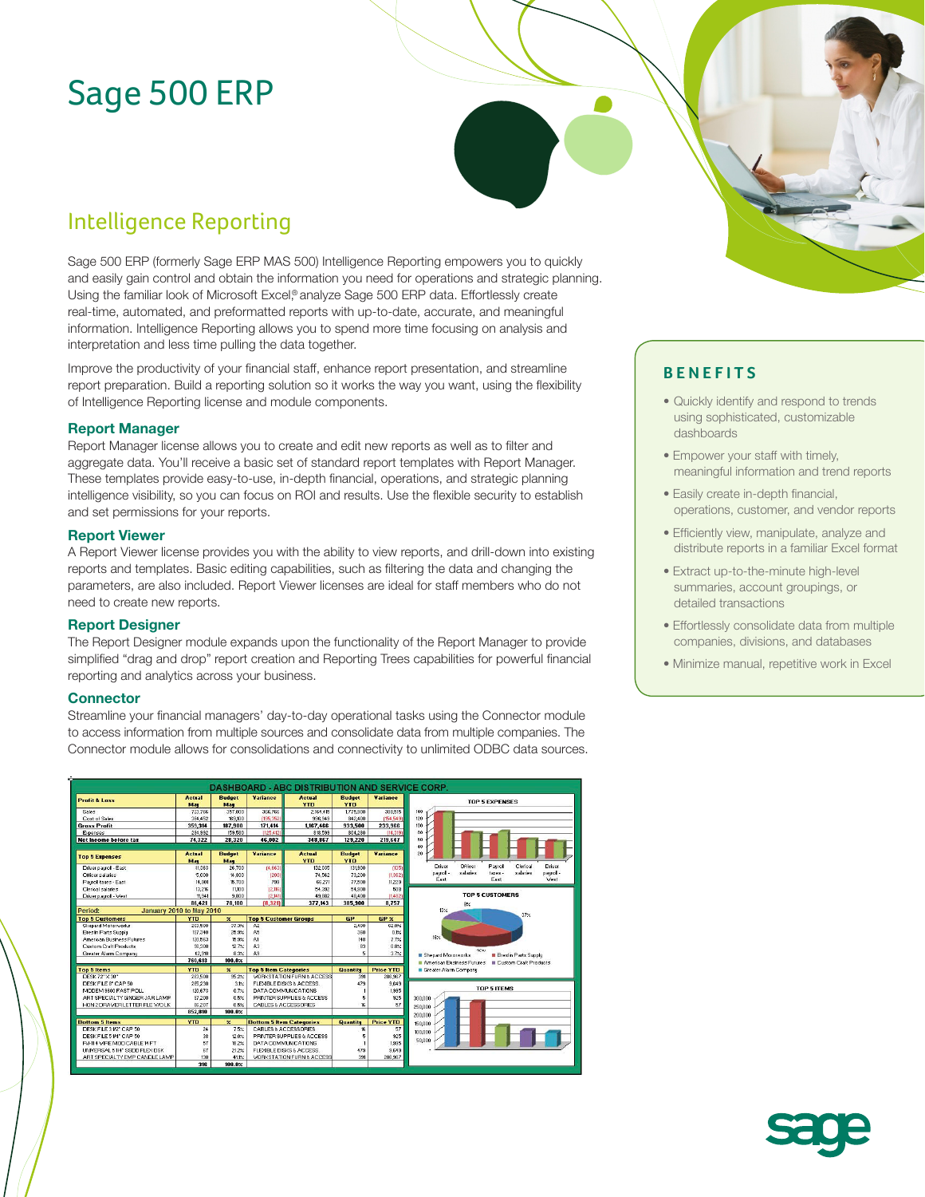# Sage 500 ERP

## Intelligence Reporting

Sage 500 ERP (formerly Sage ERP MAS 500) Intelligence Reporting empowers you to quickly and easily gain control and obtain the information you need for operations and strategic planning. Using the familiar look of Microsoft Excel,® analyze Sage 500 ERP data. Effortlessly create real-time, automated, and preformatted reports with up-to-date, accurate, and meaningful information. Intelligence Reporting allows you to spend more time focusing on analysis and interpretation and less time pulling the data together.

Improve the productivity of your financial staff, enhance report presentation, and streamline report preparation. Build a reporting solution so it works the way you want, using the flexibility of Intelligence Reporting license and module components.

### Report Manager

Report Manager license allows you to create and edit new reports as well as to filter and aggregate data. You'll receive a basic set of standard report templates with Report Manager. These templates provide easy-to-use, in-depth financial, operations, and strategic planning intelligence visibility, so you can focus on ROI and results. Use the flexible security to establish and set permissions for your reports.

### Report Viewer

A Report Viewer license provides you with the ability to view reports, and drill-down into existing reports and templates. Basic editing capabilities, such as filtering the data and changing the parameters, are also included. Report Viewer licenses are ideal for staff members who do not need to create new reports.

### Report Designer

The Report Designer module expands upon the functionality of the Report Manager to provide simplified "drag and drop" report creation and Reporting Trees capabilities for powerful financial reporting and analytics across your business.

### Connector

Streamline your financial managers' day-to-day operational tasks using the Connector module to access information from multiple sources and consolidate data from multiple companies. The Connector module allows for consolidations and connectivity to unlimited ODBC data sources.

## BENEFITS

- Quickly identify and respond to trends using sophisticated, customizable dashboards
- Empower your staff with timely, meaningful information and trend reports
- Easily create in-depth financial, operations, customer, and vendor reports
- Efficiently view, manipulate, analyze and distribute reports in a familiar Excel format
- Extract up-to-the-minute high-level summaries, account groupings, or detailed transactions
- Effortlessly consolidate data from multiple companies, divisions, and databases
- Minimize manual, repetitive work in Excel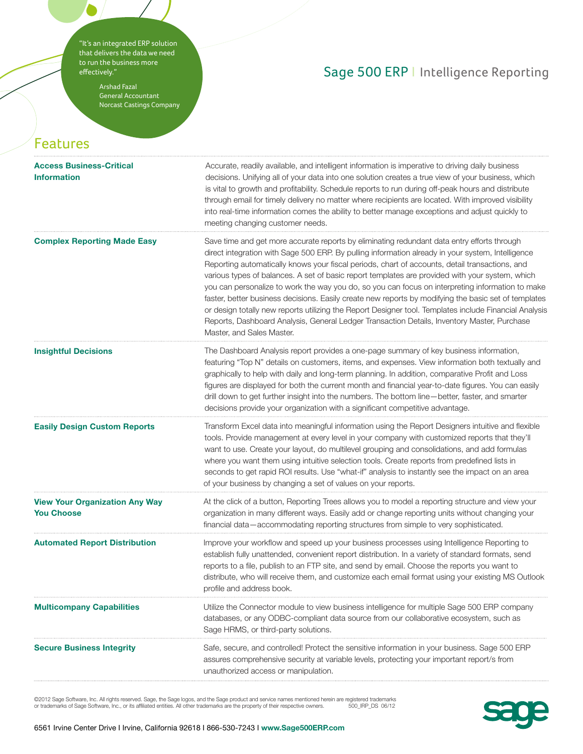"It's an integrated ERP solution that delivers the data we need to run the business more effectively."

Arshad Fazal
General Accountant
Norcast Castings Company

Sage 500 ERP | Intelligence Reporting

## Features

| | |
|---|---|
| **Access Business-Critical Information** | Accurate, readily available, and intelligent information is imperative to driving daily business decisions. Unifying all of your data into one solution creates a true view of your business, which is vital to growth and profitability. Schedule reports to run during off-peak hours and distribute through email for timely delivery no matter where recipients are located. With improved visibility into real-time information comes the ability to better manage exceptions and adjust quickly to meeting changing customer needs. |
| **Complex Reporting Made Easy** | Save time and get more accurate reports by eliminating redundant data entry efforts through direct integration with Sage 500 ERP. By pulling information already in your system, Intelligence Reporting automatically knows your fiscal periods, chart of accounts, detail transactions, and various types of balances. A set of basic report templates are provided with your system, which you can personalize to work the way you do, so you can focus on interpreting information to make faster, better business decisions. Easily create new reports by modifying the basic set of templates or design totally new reports utilizing the Report Designer tool. Templates include Financial Analysis Reports, Dashboard Analysis, General Ledger Transaction Details, Inventory Master, Purchase Master, and Sales Master. |
| **Insightful Decisions** | The Dashboard Analysis report provides a one-page summary of key business information, featuring "Top N" details on customers, items, and expenses. View information both textually and graphically to help with daily and long-term planning. In addition, comparative Profit and Loss figures are displayed for both the current month and financial year-to-date figures. You can easily drill down to get further insight into the numbers. The bottom line—better, faster, and smarter decisions provide your organization with a significant competitive advantage. |
| **Easily Design Custom Reports** | Transform Excel data into meaningful information using the Report Designers intuitive and flexible tools. Provide management at every level in your company with customized reports that they'll want to use. Create your layout, do multilevel grouping and consolidations, and add formulas where you want them using intuitive selection tools. Create reports from predefined lists in seconds to get rapid ROI results. Use "what-if" analysis to instantly see the impact on an area of your business by changing a set of values on your reports. |
| **View Your Organization Any Way You Choose** | At the click of a button, Reporting Trees allows you to model a reporting structure and view your organization in many different ways. Easily add or change reporting units without changing your financial data—accommodating reporting structures from simple to very sophisticated. |
| **Automated Report Distribution** | Improve your workflow and speed up your business processes using Intelligence Reporting to establish fully unattended, convenient report distribution. In a variety of standard formats, send reports to a file, publish to an FTP site, and send by email. Choose the reports you want to distribute, who will receive them, and customize each email format using your existing MS Outlook profile and address book. |
| **Multicompany Capabilities** | Utilize the Connector module to view business intelligence for multiple Sage 500 ERP company databases, or any ODBC-compliant data source from our collaborative ecosystem, such as Sage HRMS, or third-party solutions. |
| **Secure Business Integrity** | Safe, secure, and controlled! Protect the sensitive information in your business. Sage 500 ERP assures comprehensive security at variable levels, protecting your important report/s from unauthorized access or manipulation. |

©2012 Sage Software, Inc. All rights reserved. Sage, the Sage logos, and the Sage product and service names mentioned herein are registered trademarks or trademarks of Sage Software, Inc., or its affiliated entities. All other trademarks are the property of their respective owners. 500_IRP_DS 06/12

6561 Irvine Center Drive I Irvine, California 92618 I 866-530-7243 I **www.Sage500ERP.com**